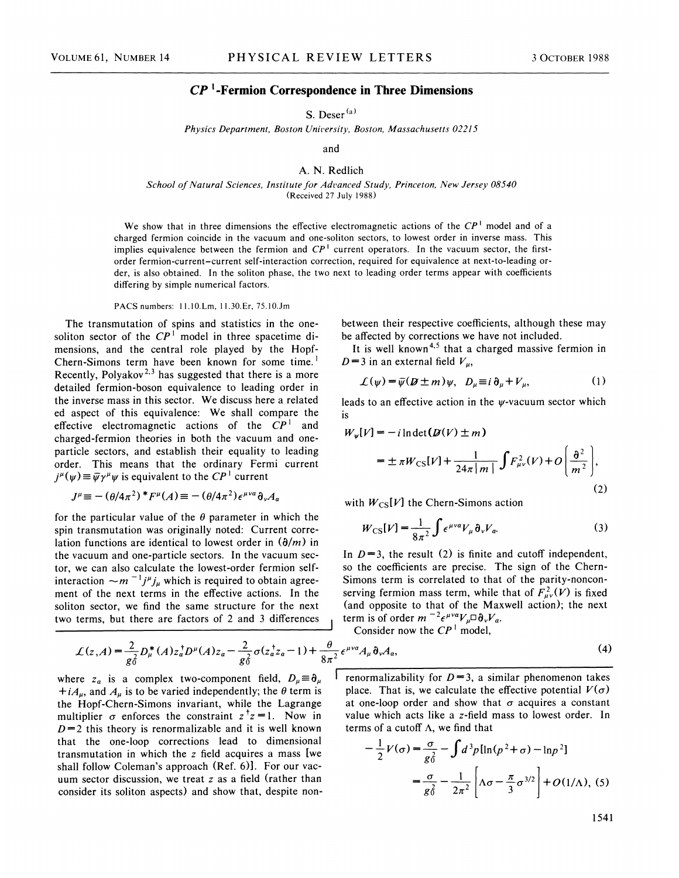# $CP^1$-Fermion Correspondence in Three Dimensions

S. Deser[a]

*Physics Department, Boston University, Boston, Massachusetts 02215*

and

A. N. Redlich

*School of Natural Sciences, Institute for Advanced Study, Princeton, New Jersey 08540*

(Received 27 July 1988)

We show that in three dimensions the effective electromagnetic actions of the $CP^1$ model and of a charged fermion coincide in the vacuum and one-soliton sectors, to lowest order in inverse mass. This implies equivalence between the fermion and $CP^1$ current operators. In the vacuum sector, the first-order fermion-current–current self-interaction correction, required for equivalence at next-to-leading order, is also obtained. In the soliton phase, the two next to leading order terms appear with coefficients differing by simple numerical factors.

PACS numbers: 11.10.Lm, 11.30.Er, 75.10.Jm

The transmutation of spins and statistics in the one-soliton sector of the $CP^1$ model in three spacetime dimensions, and the central role played by the Hopf-Chern-Simons term have been known for some time.[1] Recently, Polyakov[2,3] has suggested that there is a more detailed fermion-boson equivalence to leading order in the inverse mass in this sector. We discuss here a related aspect of this equivalence: We shall compare the effective electromagnetic actions of the $CP^1$ and charged-fermion theories in both the vacuum and one-particle sectors, and establish their equality to leading order. This means that the ordinary Fermi current $j^\mu(\psi)\equiv\bar\psi\gamma^\mu\psi$ is equivalent to the $CP^1$ current

$$J^\mu\equiv-(\theta/4\pi^2)\,{}^*F^\mu(A)\equiv-(\theta/4\pi^2)\epsilon^{\mu\nu\alpha}\partial_\nu A_\alpha$$

for the particular value of the $\theta$ parameter in which the spin transmutation was originally noted: Current correlation functions are identical to lowest order in $(\partial/m)$ in the vacuum and one-particle sectors. In the vacuum sector, we can also calculate the lowest-order fermion self-interaction $\sim m^{-1}j^\mu j_\mu$ which is required to obtain agreement of the next terms in the effective actions. In the soliton sector, we find the same structure for the next two terms, but there are factors of 2 and 3 differences between their respective coefficients, although these may be affected by corrections we have not included.

It is well known[4,5] that a charged massive fermion in $D=3$ in an external field $V_\mu$,

$$\mathcal{L}(\psi)=\bar\psi(\not{D}\pm m)\psi,\quad D_\mu\equiv i\,\partial_\mu+V_\mu, \tag{1}$$

leads to an effective action in the $\psi$-vacuum sector which is

$$W_\psi[V]=-i\ln\det(\not{D}(V)\pm m)$$
$$=\pm\pi W_{\rm CS}[V]+\frac{1}{24\pi|m|}\int F^2_{\mu\nu}(V)+O\left(\frac{\partial^2}{m^2}\right), \tag{2}$$

with $W_{\rm CS}[V]$ the Chern-Simons action

$$W_{\rm CS}[V]=\frac{1}{8\pi^2}\int\epsilon^{\mu\nu\alpha}V_\mu\,\partial_\nu V_\alpha. \tag{3}$$

In $D=3$, the result (2) is finite and cutoff independent, so the coefficients are precise. The sign of the Chern-Simons term is correlated to that of the parity-nonconserving fermion mass term, while that of $F^2_{\mu\nu}(V)$ is fixed (and opposite to that of the Maxwell action); the next term is of order $m^{-2}\epsilon^{\mu\nu\alpha}V_\mu\Box\partial_\nu V_\alpha$.

Consider now the $CP^1$ model,

$$\mathcal{L}(z,A)=\frac{2}{g_0^2}D^*_\mu(A)z^\dagger_a D^\mu(A)z_a-\frac{2}{g_0^2}\sigma(z^\dagger_a z_a-1)+\frac{\theta}{8\pi^2}\epsilon^{\mu\nu\alpha}A_\mu\,\partial_\nu A_\alpha, \tag{4}$$

where $z_a$ is a complex two-component field, $D_\mu\equiv\partial_\mu+iA_\mu$, and $A_\mu$ is to be varied independently; the $\theta$ term is the Hopf-Chern-Simons invariant, while the Lagrange multiplier $\sigma$ enforces the constraint $z^\dagger z=1$. Now in $D=2$ this theory is renormalizable and it is well known that the one-loop corrections lead to dimensional transmutation in which the $z$ field acquires a mass [we shall follow Coleman's approach (Ref. 6)]. For our vacuum sector discussion, we treat $z$ as a field (rather than consider its soliton aspects) and show that, despite nonrenormalizability for $D=3$, a similar phenomenon takes place. That is, we calculate the effective potential $V(\sigma)$ at one-loop order and show that $\sigma$ acquires a constant value which acts like a $z$-field mass to lowest order. In terms of a cutoff $\Lambda$, we find that

$$-\frac{1}{2}V(\sigma)=\frac{\sigma}{g_0^2}-\int d^3p[\ln(p^2+\sigma)-\ln p^2]$$
$$=\frac{\sigma}{g_0^2}-\frac{1}{2\pi^2}\left[\Lambda\sigma-\frac{\pi}{3}\sigma^{3/2}\right]+O(1/\Lambda), \tag{5}$$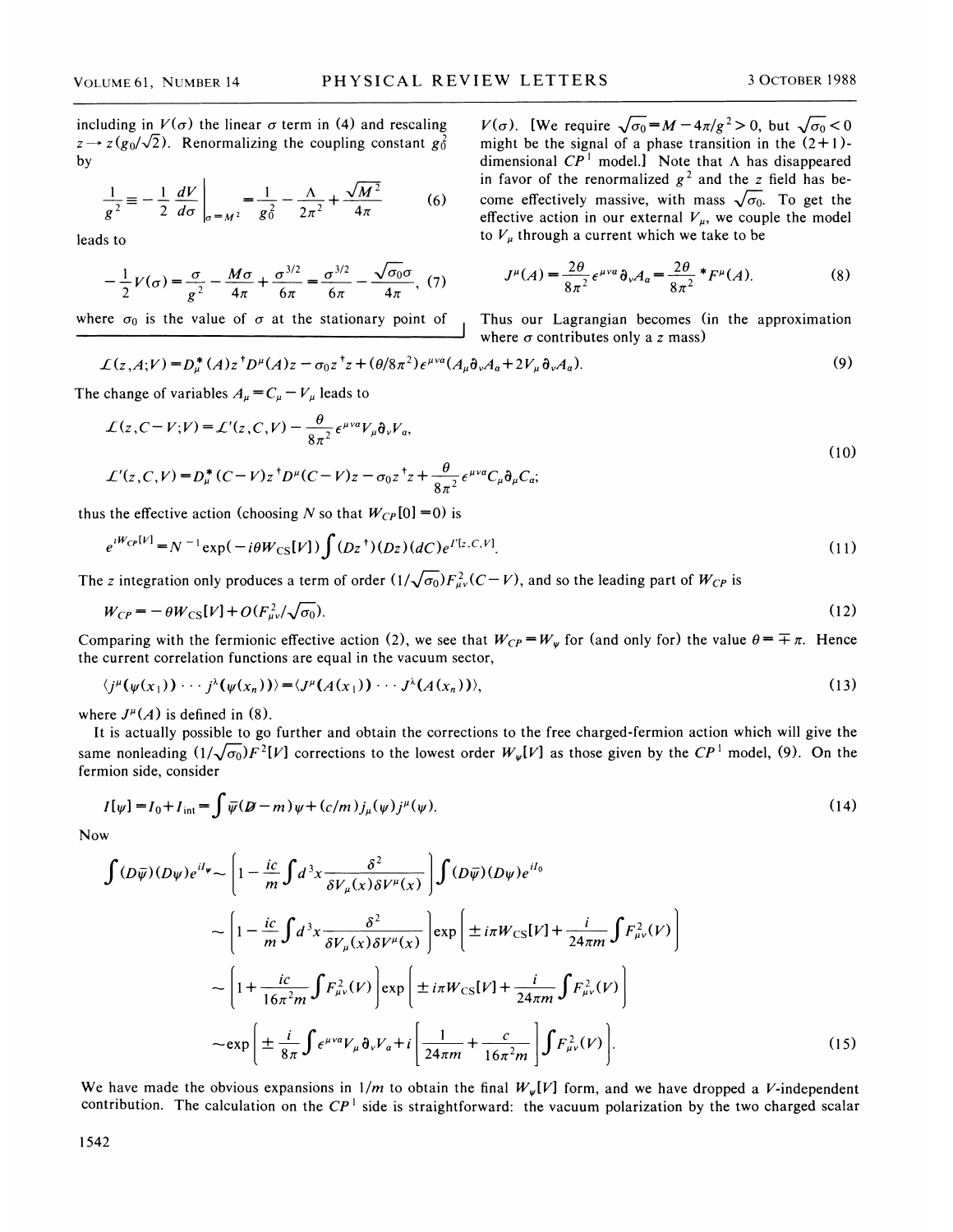including in $V(\sigma)$ the linear $\sigma$ term in (4) and rescaling $z \to z(g_0/\sqrt{2})$. Renormalizing the coupling constant $g_0^2$ by

$$\frac{1}{g^2} \equiv -\frac{1}{2}\frac{dV}{d\sigma}\bigg|_{\sigma=M^2} = \frac{1}{g_0^2} - \frac{\Lambda}{2\pi^2} + \frac{\sqrt{M^2}}{4\pi} \tag{6}$$

leads to

$$-\frac{1}{2}V(\sigma) = \frac{\sigma}{g^2} - \frac{M\sigma}{4\pi} + \frac{\sigma^{3/2}}{6\pi} = \frac{\sigma^{3/2}}{6\pi} - \frac{\sqrt{\sigma_0}\sigma}{4\pi}, \tag{7}$$

where $\sigma_0$ is the value of $\sigma$ at the stationary point of $V(\sigma)$. [We require $\sqrt{\sigma_0} = M - 4\pi/g^2 > 0$, but $\sqrt{\sigma_0} < 0$ might be the signal of a phase transition in the (2+1)-dimensional $CP^1$ model.] Note that $\Lambda$ has disappeared in favor of the renormalized $g^2$ and the $z$ field has become effectively massive, with mass $\sqrt{\sigma_0}$. To get the effective action in our external $V_\mu$, we couple the model to $V_\mu$ through a current which we take to be

$$J^\mu(A) = \frac{2\theta}{8\pi^2}\epsilon^{\mu\nu\alpha}\partial_\nu A_\alpha = \frac{2\theta}{8\pi^2}{}^*F^\mu(A). \tag{8}$$

Thus our Lagrangian becomes (in the approximation where $\sigma$ contributes only a $z$ mass)

$$\mathcal{L}(z,A;V) = D_\mu^*(A)z^\dagger D^\mu(A)z - \sigma_0 z^\dagger z + (\theta/8\pi^2)\epsilon^{\mu\nu\alpha}(A_\mu\partial_\nu A_\alpha + 2V_\mu\partial_\nu A_\alpha). \tag{9}$$

The change of variables $A_\mu = C_\mu - V_\mu$ leads to

$$\mathcal{L}(z,C-V;V) = \mathcal{L}'(z,C,V) - \frac{\theta}{8\pi^2}\epsilon^{\mu\nu\alpha}V_\mu\partial_\nu V_\alpha,$$

$$\mathcal{L}'(z,C,V) = D_\mu^*(C-V)z^\dagger D^\mu(C-V)z - \sigma_0 z^\dagger z + \frac{\theta}{8\pi^2}\epsilon^{\mu\nu\alpha}C_\mu\partial_\mu C_\alpha; \tag{10}$$

thus the effective action (choosing $N$ so that $W_{CP}[0]=0$) is

$$e^{iW_{CP}[V]} = N^{-1}\exp(-i\theta W_{CS}[V])\int(Dz^\dagger)(Dz)(dC)e^{I'[z,C,V]}. \tag{11}$$

The $z$ integration only produces a term of order $(1/\sqrt{\sigma_0})F_{\mu\nu}^2(C-V)$, and so the leading part of $W_{CP}$ is

$$W_{CP} = -\theta W_{CS}[V] + O(F_{\mu\nu}^2/\sqrt{\sigma_0}). \tag{12}$$

Comparing with the fermionic effective action (2), we see that $W_{CP} = W_\psi$ for (and only for) the value $\theta = \mp\pi$. Hence the current correlation functions are equal in the vacuum sector,

$$\langle j^\mu(\psi(x_1))\cdots j^\lambda(\psi(x_n))\rangle = \langle J^\mu(A(x_1))\cdots J^\lambda(A(x_n))\rangle, \tag{13}$$

where $J^\mu(A)$ is defined in (8).

It is actually possible to go further and obtain the corrections to the free charged-fermion action which will give the same nonleading $(1/\sqrt{\sigma_0})F^2[V]$ corrections to the lowest order $W_\psi[V]$ as those given by the $CP^1$ model, (9). On the fermion side, consider

$$I[\psi] = I_0 + I_{\text{int}} = \int\bar\psi(\not{D}-m)\psi + (c/m)j_\mu(\psi)j^\mu(\psi). \tag{14}$$

Now

$$\int(D\bar\psi)(D\psi)e^{iI_\psi} \sim \left[1 - \frac{ic}{m}\int d^3x\frac{\delta^2}{\delta V_\mu(x)\delta V^\mu(x)}\right]\int(D\bar\psi)(D\psi)e^{iI_0}$$

$$\sim \left[1 - \frac{ic}{m}\int d^3x\frac{\delta^2}{\delta V_\mu(x)\delta V^\mu(x)}\right]\exp\left[\pm i\pi W_{CS}[V] + \frac{i}{24\pi m}\int F_{\mu\nu}^2(V)\right]$$

$$\sim \left[1 + \frac{ic}{16\pi^2 m}\int F_{\mu\nu}^2(V)\right]\exp\left[\pm i\pi W_{CS}[V] + \frac{i}{24\pi m}\int F_{\mu\nu}^2(V)\right]$$

$$\sim \exp\left[\pm\frac{i}{8\pi}\int\epsilon^{\mu\nu\alpha}V_\mu\partial_\nu V_\alpha + i\left[\frac{1}{24\pi m} + \frac{c}{16\pi^2 m}\right]\int F_{\mu\nu}^2(V)\right]. \tag{15}$$

We have made the obvious expansions in $1/m$ to obtain the final $W_\psi[V]$ form, and we have dropped a $V$-independent contribution. The calculation on the $CP^1$ side is straightforward: the vacuum polarization by the two charged scalar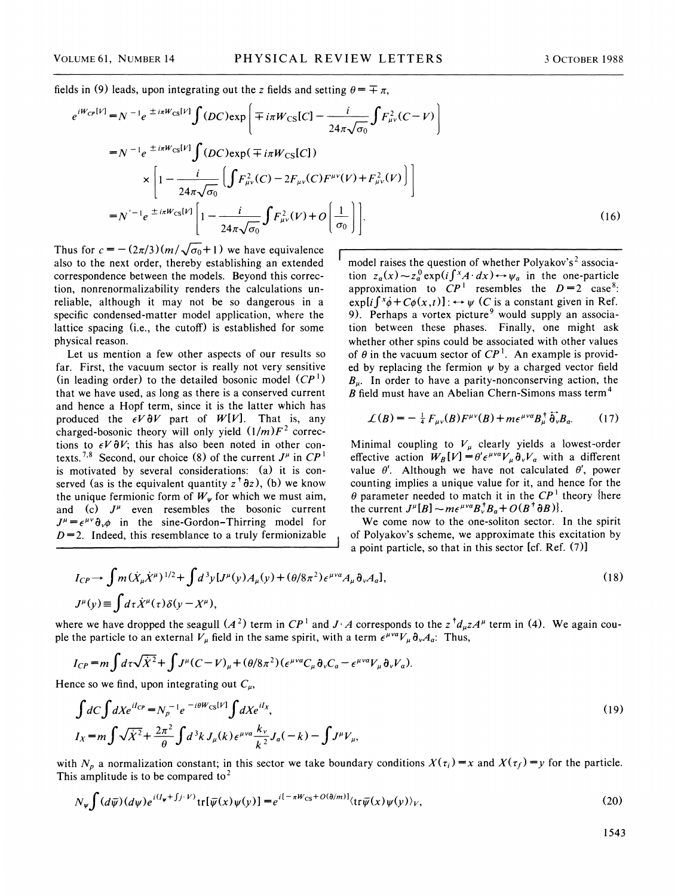fields in (9) leads, upon integrating out the $z$ fields and setting $\theta = \mp\pi$,

$$
\begin{aligned}
e^{iW_{CP}[V]} &= N^{-1} e^{\pm i\pi W_{\rm CS}[V]} \int (DC) \exp\left[\mp i\pi W_{\rm CS}[C] - \frac{i}{24\pi\sqrt{\sigma_0}} \int F_{\mu\nu}^2 (C-V)\right] \\
&= N^{-1} e^{\pm i\pi W_{\rm CS}[V]} \int (DC) \exp(\mp i\pi W_{\rm CS}[C]) \\
&\quad \times \left[1 - \frac{i}{24\pi\sqrt{\sigma_0}} \left(\int F_{\mu\nu}^2(C) - 2F_{\mu\nu}(C)F^{\mu\nu}(V) + F_{\mu\nu}^2(V)\right)\right] \\
&= N'^{-1} e^{\pm i\pi W_{\rm CS}[V]} \left[1 - \frac{i}{24\pi\sqrt{\sigma_0}} \int F_{\mu\nu}^2(V) + O\left(\frac{1}{\sigma_0}\right)\right].
\end{aligned}
\tag{16}
$$

Thus for $c = -(2\pi/3)(m/\sqrt{\sigma_0}+1)$ we have equivalence also to the next order, thereby establishing an extended correspondence between the models. Beyond this correction, nonrenormalizability renders the calculations unreliable, although it may not be so dangerous in a specific condensed-matter model application, where the lattice spacing (i.e., the cutoff) is established for some physical reason.

Let us mention a few other aspects of our results so far. First, the vacuum sector is really not very sensitive (in leading order) to the detailed bosonic model ($CP^1$) that we have used, as long as there is a conserved current and hence a Hopf term, since it is the latter which has produced the $\epsilon V \partial V$ part of $W[V]$. That is, any charged-bosonic theory will only yield $(1/m)F^2$ corrections to $\epsilon V \partial V$; this has also been noted in other contexts.[7,8] Second, our choice (8) of the current $J^\mu$ in $CP^1$ is motivated by several considerations: (a) it is conserved (as is the equivalent quantity $z^\dagger \partial z$), (b) we know the unique fermionic form of $W_\psi$ for which we must aim, and (c) $J^\mu$ even resembles the bosonic current $J^\mu = \epsilon^{\mu\nu}\partial_\nu \phi$ in the sine-Gordon–Thirring model for $D=2$. Indeed, this resemblance to a truly fermionizable model raises the question of whether Polyakov's[2] association $z_a(x) \sim z_a^0 \exp(i\int^x A\cdot dx) \leftrightarrow \psi_a$ in the one-particle approximation to $CP^1$ resembles the $D=2$ case[8]: $\exp[i\int^x \dot\phi + C\phi(x,t)] : \leftrightarrow \psi$ ($C$ is a constant given in Ref. 9). Perhaps a vortex picture[9] would supply an association between these phases. Finally, one might ask whether other spins could be associated with other values of $\theta$ in the vacuum sector of $CP^1$. An example is provided by replacing the fermion $\psi$ by a charged vector field $B_\mu$. In order to have a parity-nonconserving action, the $B$ field must have an Abelian Chern-Simons mass term[4]

$$
\mathcal{L}(B) = -\tfrac{1}{4} F_{\mu\nu}(B) F^{\mu\nu}(B) + m\epsilon^{\mu\nu\alpha} B_\mu^\dagger \overleftrightarrow{\partial}_\nu B_\alpha. \tag{17}
$$

Minimal coupling to $V_\mu$ clearly yields a lowest-order effective action $W_B[V] = \theta' \epsilon^{\mu\nu\alpha} V_\mu \partial_\nu V_\alpha$ with a different value $\theta'$. Although we have not calculated $\theta'$, power counting implies a unique value for it, and hence for the $\theta$ parameter needed to match it in the $CP^1$ theory {here the current $J^\mu[B] \sim m\epsilon^{\mu\nu\alpha} B_\nu^\dagger B_\alpha + O(B^\dagger \partial B)$}.

We come now to the one-soliton sector. In the spirit of Polyakov's scheme, we approximate this excitation by a point particle, so that in this sector [cf. Ref. (7)]

$$
\begin{aligned}
I_{CP} &\to \int m(\dot X_\mu \dot X^\mu)^{1/2} + \int d^3y [J^\mu(y) A_\mu(y) + (\theta/8\pi^2)\epsilon^{\mu\nu\alpha} A_\mu \partial_\nu A_\alpha], \\
J^\mu(y) &\equiv \int d\tau \dot X^\mu(\tau) \delta(y - X^\mu),
\end{aligned}
\tag{18}
$$

where we have dropped the seagull ($A^2$) term in $CP^1$ and $J\cdot A$ corresponds to the $z^\dagger d_\mu z A^\mu$ term in (4). We again couple the particle to an external $V_\mu$ field in the same spirit, with a term $\epsilon^{\mu\nu\alpha} V_\mu \partial_\nu A_\alpha$: Thus,

$$
I_{CP} = m\int d\tau \sqrt{\dot X^2} + \int J^\mu (C - V)_\mu + (\theta/8\pi^2)(\epsilon^{\mu\nu\alpha} C_\mu \partial_\nu C_\alpha - \epsilon^{\mu\nu\alpha} V_\mu \partial_\nu V_\alpha).
$$

Hence so we find, upon integrating out $C_\mu$,

$$
\begin{aligned}
\int dC \int dX e^{iI_{CP}} &= N_p^{-1} e^{-i\theta W_{\rm CS}[V]} \int dX e^{iI_X}, \\
I_X &= m\int \sqrt{\dot X^2} + \frac{2\pi^2}{\theta} \int d^3k\, J_\mu(k) \epsilon^{\mu\nu\alpha} \frac{k_\nu}{k^2} J_\alpha(-k) - \int J^\mu V_\mu,
\end{aligned}
\tag{19}
$$

with $N_p$ a normalization constant; in this sector we take boundary conditions $X(\tau_i) = x$ and $X(\tau_f) = y$ for the particle. This amplitude is to be compared to[2]

$$
N_\psi \int (d\bar\psi)(d\psi) e^{i(I_\psi + \int j\cdot V)} \operatorname{tr}[\bar\psi(x)\psi(y)] = e^{i[-\pi W_{\rm CS} + O(\partial/m)]} \langle \operatorname{tr}\bar\psi(x)\psi(y)\rangle_V,
\tag{20}
$$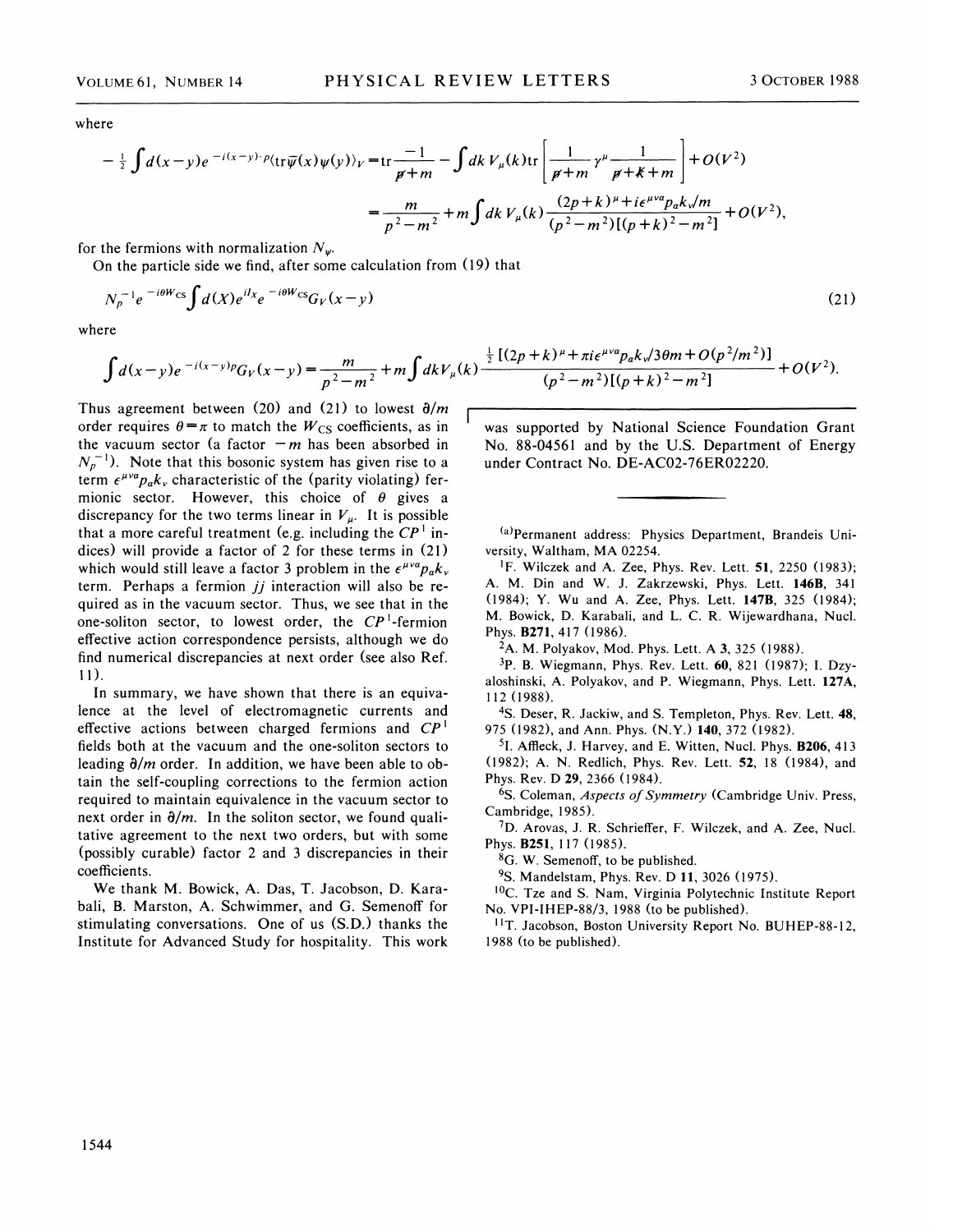where

$$-\tfrac{1}{2}\int d(x-y)e^{-i(x-y)\cdot p}\langle \operatorname{tr}\bar{\psi}(x)\psi(y)\rangle_V = \operatorname{tr}\frac{-1}{\not p+m} - \int dk\, V_\mu(k)\operatorname{tr}\left[\frac{1}{\not p+m}\gamma^\mu\frac{1}{\not p+\not k+m}\right]+O(V^2)$$

$$= \frac{m}{p^2-m^2} + m\int dk\, V_\mu(k)\frac{(2p+k)^\mu + i\epsilon^{\mu\nu\alpha}p_\alpha k_\nu/m}{(p^2-m^2)[(p+k)^2-m^2]}+O(V^2),$$

for the fermions with normalization $N_\psi$.

On the particle side we find, after some calculation from (19) that

$$N_p^{-1}e^{-i\theta W_{\mathrm{CS}}}\int d(X)e^{ilX}e^{-i\theta W_{\mathrm{CS}}}G_V(x-y) \tag{21}$$

where

$$\int d(x-y)e^{-i(x-y)p}G_V(x-y) = \frac{m}{p^2-m^2} + m\int dk V_\mu(k)\frac{\tfrac{1}{2}[(2p+k)^\mu + \pi i\epsilon^{\mu\nu\alpha}p_\alpha k_\nu/3\theta m + O(p^2/m^2)]}{(p^2-m^2)[(p+k)^2-m^2]}+O(V^2).$$

Thus agreement between (20) and (21) to lowest $\partial/m$ order requires $\theta=\pi$ to match the $W_{\mathrm{CS}}$ coefficients, as in the vacuum sector (a factor $-m$ has been absorbed in $N_p^{-1}$). Note that this bosonic system has given rise to a term $\epsilon^{\mu\nu\alpha}p_\alpha k_\nu$ characteristic of the (parity violating) fermionic sector. However, this choice of $\theta$ gives a discrepancy for the two terms linear in $V_\mu$. It is possible that a more careful treatment (e.g. including the $CP^1$ indices) will provide a factor of 2 for these terms in (21) which would still leave a factor 3 problem in the $\epsilon^{\mu\nu\alpha}p_\alpha k_\nu$ term. Perhaps a fermion $jj$ interaction will also be required as in the vacuum sector. Thus, we see that in the one-soliton sector, to lowest order, the $CP^1$-fermion effective action correspondence persists, although we do find numerical discrepancies at next order (see also Ref. 11).

In summary, we have shown that there is an equivalence at the level of electromagnetic currents and effective actions between charged fermions and $CP^1$ fields both at the vacuum and the one-soliton sectors to leading $\partial/m$ order. In addition, we have been able to obtain the self-coupling corrections to the fermion action required to maintain equivalence in the vacuum sector to next order in $\partial/m$. In the soliton sector, we found qualitative agreement to the next two orders, but with some (possibly curable) factor 2 and 3 discrepancies in their coefficients.

We thank M. Bowick, A. Das, T. Jacobson, D. Karabali, B. Marston, A. Schwimmer, and G. Semenoff for stimulating conversations. One of us (S.D.) thanks the Institute for Advanced Study for hospitality. This work was supported by National Science Foundation Grant No. 88-04561 and by the U.S. Department of Energy under Contract No. DE-AC02-76ER02220.

---

[a] Permanent address: Physics Department, Brandeis University, Waltham, MA 02254.

[1] F. Wilczek and A. Zee, Phys. Rev. Lett. **51**, 2250 (1983); A. M. Din and W. J. Zakrzewski, Phys. Lett. **146B**, 341 (1984); Y. Wu and A. Zee, Phys. Lett. **147B**, 325 (1984); M. Bowick, D. Karabali, and L. C. R. Wijewardhana, Nucl. Phys. **B271**, 417 (1986).

[2] A. M. Polyakov, Mod. Phys. Lett. A **3**, 325 (1988).

[3] P. B. Wiegmann, Phys. Rev. Lett. **60**, 821 (1987); I. Dzyaloshinski, A. Polyakov, and P. Wiegmann, Phys. Lett. **127A**, 112 (1988).

[4] S. Deser, R. Jackiw, and S. Templeton, Phys. Rev. Lett. **48**, 975 (1982), and Ann. Phys. (N.Y.) **140**, 372 (1982).

[5] I. Affleck, J. Harvey, and E. Witten, Nucl. Phys. **B206**, 413 (1982); A. N. Redlich, Phys. Rev. Lett. **52**, 18 (1984), and Phys. Rev. D **29**, 2366 (1984).

[6] S. Coleman, *Aspects of Symmetry* (Cambridge Univ. Press, Cambridge, 1985).

[7] D. Arovas, J. R. Schrieffer, F. Wilczek, and A. Zee, Nucl. Phys. **B251**, 117 (1985).

[8] G. W. Semenoff, to be published.

[9] S. Mandelstam, Phys. Rev. D **11**, 3026 (1975).

[10] C. Tze and S. Nam, Virginia Polytechnic Institute Report No. VPI-IHEP-88/3, 1988 (to be published).

[11] T. Jacobson, Boston University Report No. BUHEP-88-12, 1988 (to be published).